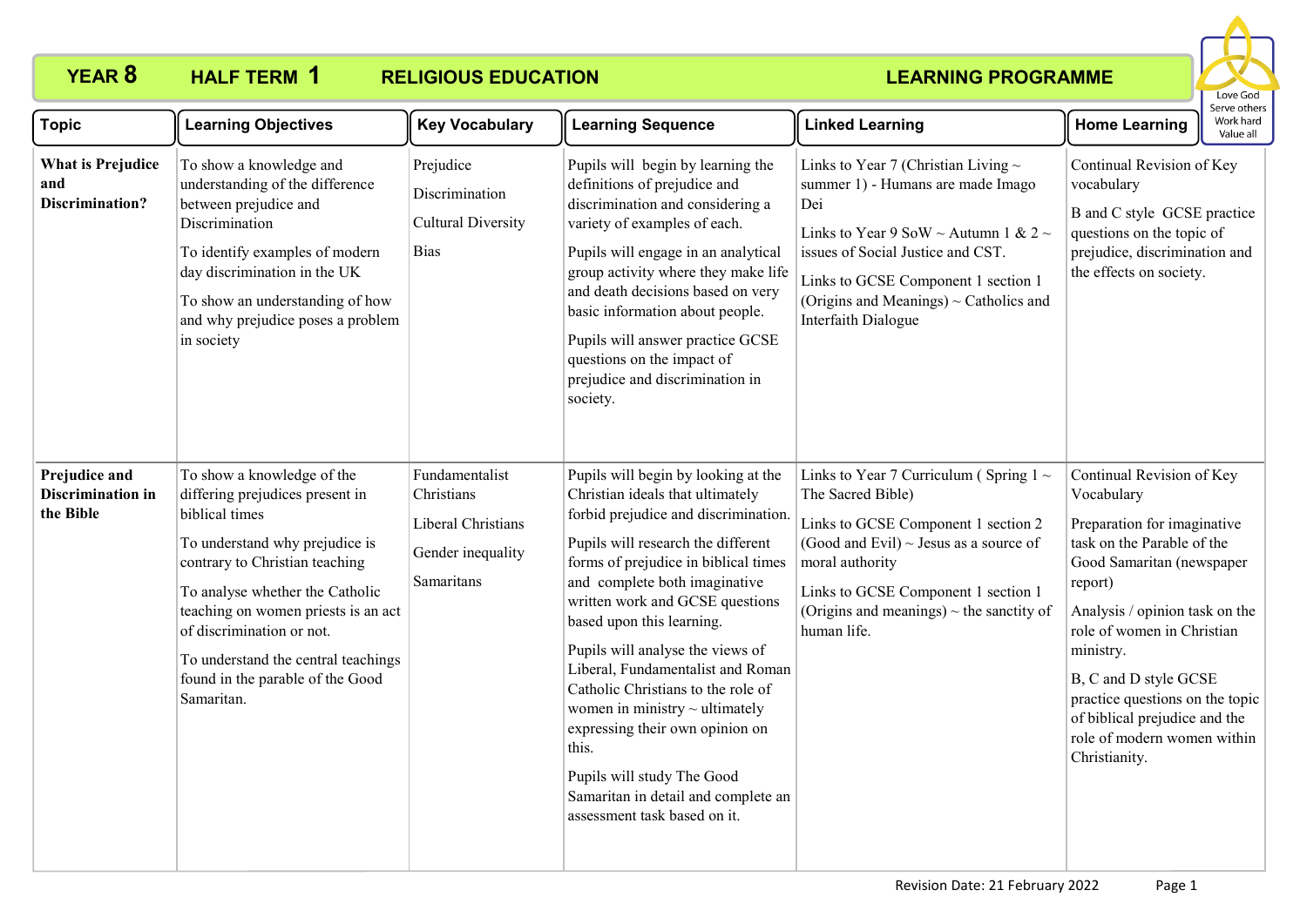# YEAR 8 HALF TERM 1 RELIGIOUS EDUCATION LEARNING PROGRAMME

Love God
Serve others
Work hard
Value all

| Topic | Learning Objectives | Key Vocabulary | Learning Sequence | Linked Learning | Home Learning |
|---|---|---|---|---|---|
| **What is Prejudice and Discrimination?** | To show a knowledge and understanding of the difference between prejudice and Discrimination<br><br>To identify examples of modern day discrimination in the UK<br><br>To show an understanding of how and why prejudice poses a problem in society | Prejudice<br><br>Discrimination<br><br>Cultural Diversity<br><br>Bias | Pupils will begin by learning the definitions of prejudice and discrimination and considering a variety of examples of each.<br><br>Pupils will engage in an analytical group activity where they make life and death decisions based on very basic information about people.<br><br>Pupils will answer practice GCSE questions on the impact of prejudice and discrimination in society. | Links to Year 7 (Christian Living ~ summer 1) - Humans are made Imago Dei<br><br>Links to Year 9 SoW ~ Autumn 1 & 2 ~ issues of Social Justice and CST.<br><br>Links to GCSE Component 1 section 1 (Origins and Meanings) ~ Catholics and Interfaith Dialogue | Continual Revision of Key vocabulary<br><br>B and C style GCSE practice questions on the topic of prejudice, discrimination and the effects on society. |
| **Prejudice and Discrimination in the Bible** | To show a knowledge of the differing prejudices present in biblical times<br><br>To understand why prejudice is contrary to Christian teaching<br><br>To analyse whether the Catholic teaching on women priests is an act of discrimination or not.<br><br>To understand the central teachings found in the parable of the Good Samaritan. | Fundamentalist Christians<br><br>Liberal Christians<br><br>Gender inequality<br><br>Samaritans | Pupils will begin by looking at the Christian ideals that ultimately forbid prejudice and discrimination.<br><br>Pupils will research the different forms of prejudice in biblical times and complete both imaginative written work and GCSE questions based upon this learning.<br><br>Pupils will analyse the views of Liberal, Fundamentalist and Roman Catholic Christians to the role of women in ministry ~ ultimately expressing their own opinion on this.<br><br>Pupils will study The Good Samaritan in detail and complete an assessment task based on it. | Links to Year 7 Curriculum ( Spring 1 ~ The Sacred Bible)<br><br>Links to GCSE Component 1 section 2 (Good and Evil) ~ Jesus as a source of moral authority<br><br>Links to GCSE Component 1 section 1 (Origins and meanings) ~ the sanctity of human life. | Continual Revision of Key Vocabulary<br><br>Preparation for imaginative task on the Parable of the Good Samaritan (newspaper report)<br><br>Analysis / opinion task on the role of women in Christian ministry.<br><br>B, C and D style GCSE practice questions on the topic of biblical prejudice and the role of modern women within Christianity. |

Revision Date: 21 February 2022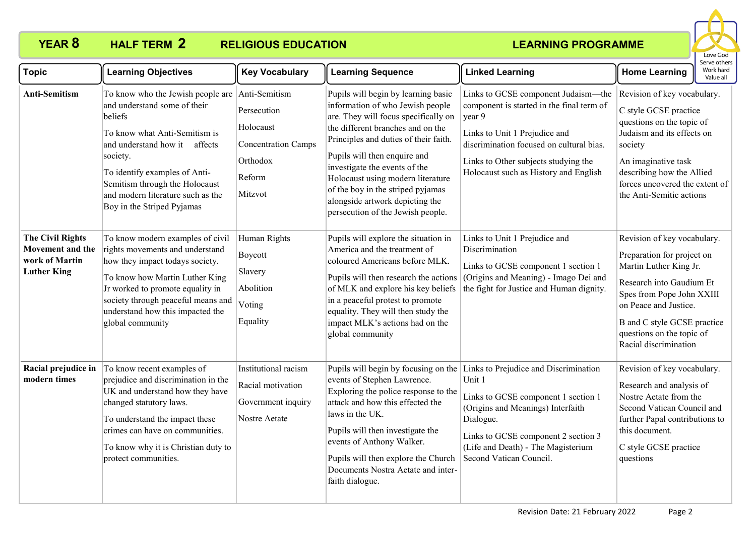# YEAR 8 HALF TERM 2 RELIGIOUS EDUCATION LEARNING PROGRAMME

Love God
Serve others
Work hard
Value all

| Topic | Learning Objectives | Key Vocabulary | Learning Sequence | Linked Learning | Home Learning |
|---|---|---|---|---|---|
| **Anti-Semitism** | To know who the Jewish people are and understand some of their beliefs<br><br>To know what Anti-Semitism is and understand how it affects society.<br><br>To identify examples of Anti-Semitism through the Holocaust and modern literature such as the Boy in the Striped Pyjamas | Anti-Semitism<br><br>Persecution<br><br>Holocaust<br><br>Concentration Camps<br><br>Orthodox<br><br>Reform<br><br>Mitzvot | Pupils will begin by learning basic information of who Jewish people are. They will focus specifically on the different branches and on the Principles and duties of their faith.<br><br>Pupils will then enquire and investigate the events of the Holocaust using modern literature of the boy in the striped pyjamas alongside artwork depicting the persecution of the Jewish people. | Links to GCSE component Judaism—the component is started in the final term of year 9<br><br>Links to Unit 1 Prejudice and discrimination focused on cultural bias.<br><br>Links to Other subjects studying the Holocaust such as History and English | Revision of key vocabulary.<br><br>C style GCSE practice questions on the topic of Judaism and its effects on society<br><br>An imaginative task describing how the Allied forces uncovered the extent of the Anti-Semitic actions |
| **The Civil Rights Movement and the work of Martin Luther King** | To know modern examples of civil rights movements and understand how they impact todays society.<br><br>To know how Martin Luther King Jr worked to promote equality in society through peaceful means and understand how this impacted the global community | Human Rights<br><br>Boycott<br><br>Slavery<br><br>Abolition<br><br>Voting<br><br>Equality | Pupils will explore the situation in America and the treatment of coloured Americans before MLK.<br><br>Pupils will then research the actions of MLK and explore his key beliefs in a peaceful protest to promote equality. They will then study the impact MLK's actions had on the global community | Links to Unit 1 Prejudice and Discrimination<br><br>Links to GCSE component 1 section 1 (Origins and Meaning) - Imago Dei and the fight for Justice and Human dignity. | Revision of key vocabulary.<br><br>Preparation for project on Martin Luther King Jr.<br><br>Research into Gaudium Et Spes from Pope John XXIII on Peace and Justice.<br><br>B and C style GCSE practice questions on the topic of Racial discrimination |
| **Racial prejudice in modern times** | To know recent examples of prejudice and discrimination in the UK and understand how they have changed statutory laws.<br><br>To understand the impact these crimes can have on communities.<br><br>To know why it is Christian duty to protect communities. | Institutional racism<br><br>Racial motivation<br><br>Government inquiry<br><br>Nostre Aetate | Pupils will begin by focusing on the events of Stephen Lawrence. Exploring the police response to the attack and how this effected the laws in the UK.<br><br>Pupils will then investigate the events of Anthony Walker.<br><br>Pupils will then explore the Church Documents Nostra Aetate and inter-faith dialogue. | Links to Prejudice and Discrimination Unit 1<br><br>Links to GCSE component 1 section 1 (Origins and Meanings) Interfaith Dialogue.<br><br>Links to GCSE component 2 section 3 (Life and Death) - The Magisterium Second Vatican Council. | Revision of key vocabulary.<br><br>Research and analysis of Nostre Aetate from the Second Vatican Council and further Papal contributions to this document.<br><br>C style GCSE practice questions |

Revision Date: 21 February 2022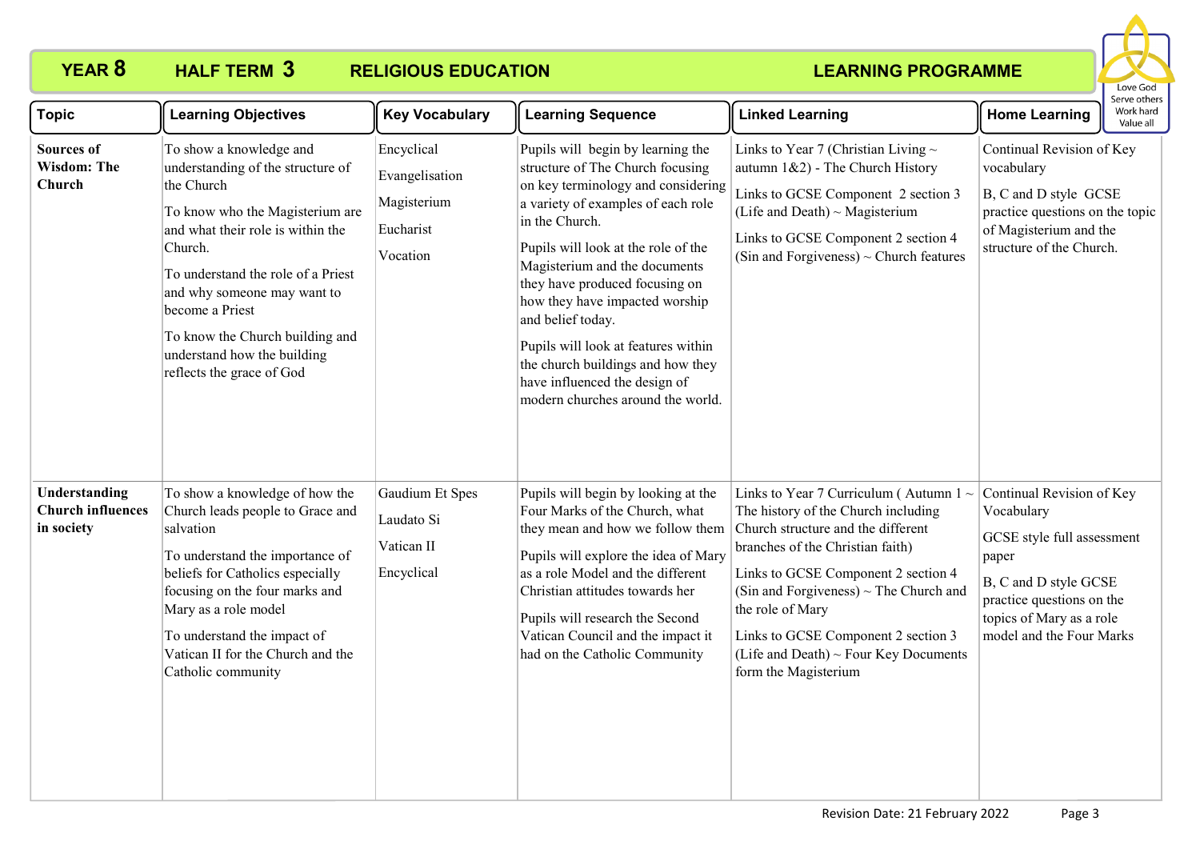# YEAR 8 HALF TERM 3 RELIGIOUS EDUCATION LEARNING PROGRAMME

| Topic | Learning Objectives | Key Vocabulary | Learning Sequence | Linked Learning | Home Learning |
|---|---|---|---|---|---|
| **Sources of Wisdom: The Church** | To show a knowledge and understanding of the structure of the Church<br><br>To know who the Magisterium are and what their role is within the Church.<br><br>To understand the role of a Priest and why someone may want to become a Priest<br><br>To know the Church building and understand how the building reflects the grace of God | Encyclical<br><br>Evangelisation<br><br>Magisterium<br><br>Eucharist<br><br>Vocation | Pupils will begin by learning the structure of The Church focusing on key terminology and considering a variety of examples of each role in the Church.<br><br>Pupils will look at the role of the Magisterium and the documents they have produced focusing on how they have impacted worship and belief today.<br><br>Pupils will look at features within the church buildings and how they have influenced the design of modern churches around the world. | Links to Year 7 (Christian Living ~ autumn 1&2) - The Church History<br><br>Links to GCSE Component 2 section 3 (Life and Death) ~ Magisterium<br><br>Links to GCSE Component 2 section 4 (Sin and Forgiveness) ~ Church features | Continual Revision of Key vocabulary<br><br>B, C and D style GCSE practice questions on the topic of Magisterium and the structure of the Church. |
| **Understanding Church influences in society** | To show a knowledge of how the Church leads people to Grace and salvation<br><br>To understand the importance of beliefs for Catholics especially focusing on the four marks and Mary as a role model<br><br>To understand the impact of Vatican II for the Church and the Catholic community | Gaudium Et Spes<br><br>Laudato Si<br><br>Vatican II<br><br>Encyclical | Pupils will begin by looking at the Four Marks of the Church, what they mean and how we follow them<br><br>Pupils will explore the idea of Mary as a role Model and the different Christian attitudes towards her<br><br>Pupils will research the Second Vatican Council and the impact it had on the Catholic Community | Links to Year 7 Curriculum ( Autumn 1 ~ The history of the Church including Church structure and the different branches of the Christian faith)<br><br>Links to GCSE Component 2 section 4 (Sin and Forgiveness) ~ The Church and the role of Mary<br><br>Links to GCSE Component 2 section 3 (Life and Death) ~ Four Key Documents form the Magisterium | Continual Revision of Key Vocabulary<br><br>GCSE style full assessment paper<br><br>B, C and D style GCSE practice questions on the topics of Mary as a role model and the Four Marks |

Revision Date: 21 February 2022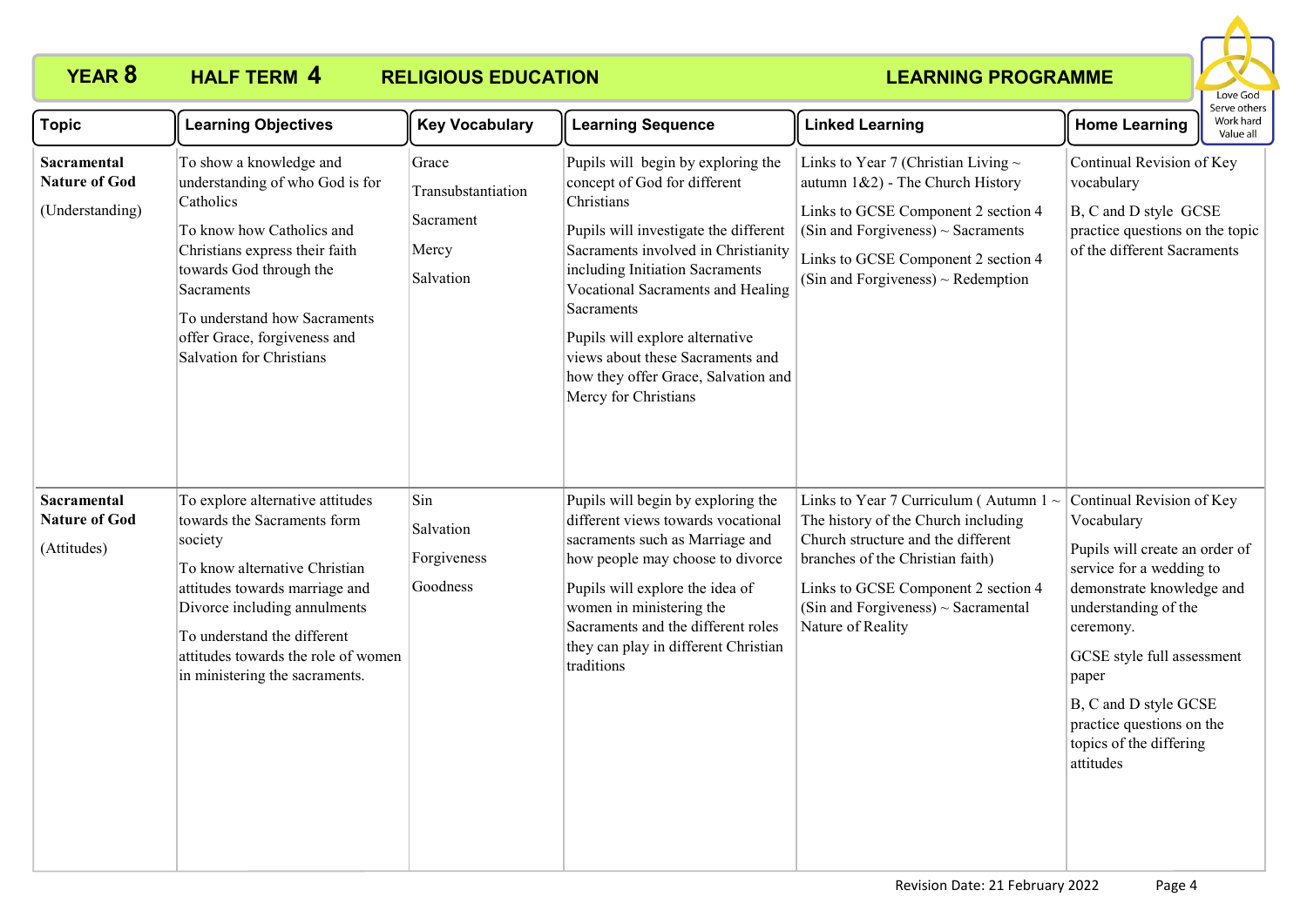# YEAR 8 HALF TERM 4 RELIGIOUS EDUCATION LEARNING PROGRAMME

| Topic | Learning Objectives | Key Vocabulary | Learning Sequence | Linked Learning | Home Learning |
|---|---|---|---|---|---|
| **Sacramental Nature of God**<br><br>(Understanding) | To show a knowledge and understanding of who God is for Catholics<br><br>To know how Catholics and Christians express their faith towards God through the Sacraments<br><br>To understand how Sacraments offer Grace, forgiveness and Salvation for Christians | Grace<br><br>Transubstantiation<br><br>Sacrament<br><br>Mercy<br><br>Salvation | Pupils will begin by exploring the concept of God for different Christians<br><br>Pupils will investigate the different Sacraments involved in Christianity including Initiation Sacraments Vocational Sacraments and Healing Sacraments<br><br>Pupils will explore alternative views about these Sacraments and how they offer Grace, Salvation and Mercy for Christians | Links to Year 7 (Christian Living ~ autumn 1&2) - The Church History<br><br>Links to GCSE Component 2 section 4 (Sin and Forgiveness) ~ Sacraments<br><br>Links to GCSE Component 2 section 4 (Sin and Forgiveness) ~ Redemption | Continual Revision of Key vocabulary<br><br>B, C and D style GCSE practice questions on the topic of the different Sacraments |
| **Sacramental Nature of God**<br><br>(Attitudes) | To explore alternative attitudes towards the Sacraments form society<br><br>To know alternative Christian attitudes towards marriage and Divorce including annulments<br><br>To understand the different attitudes towards the role of women in ministering the sacraments. | Sin<br><br>Salvation<br><br>Forgiveness<br><br>Goodness | Pupils will begin by exploring the different views towards vocational sacraments such as Marriage and how people may choose to divorce<br><br>Pupils will explore the idea of women in ministering the Sacraments and the different roles they can play in different Christian traditions | Links to Year 7 Curriculum ( Autumn 1 ~ The history of the Church including Church structure and the different branches of the Christian faith)<br><br>Links to GCSE Component 2 section 4 (Sin and Forgiveness) ~ Sacramental Nature of Reality | Continual Revision of Key Vocabulary<br><br>Pupils will create an order of service for a wedding to demonstrate knowledge and understanding of the ceremony.<br><br>GCSE style full assessment paper<br><br>B, C and D style GCSE practice questions on the topics of the differing attitudes |

Revision Date: 21 February 2022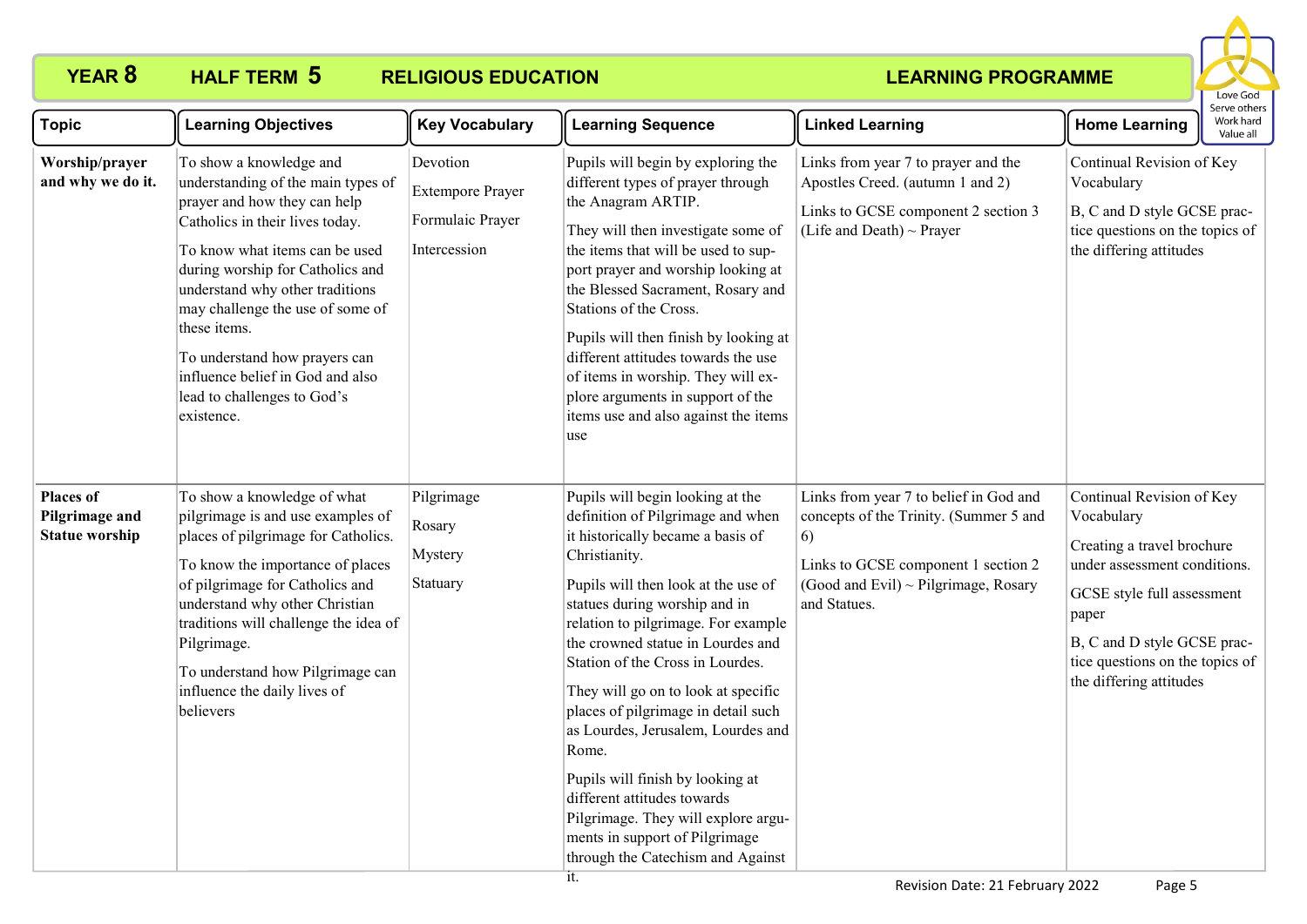# YEAR 8 HALF TERM 5 RELIGIOUS EDUCATION LEARNING PROGRAMME

Love God
Serve others
Work hard
Value all

| Topic | Learning Objectives | Key Vocabulary | Learning Sequence | Linked Learning | Home Learning |
|---|---|---|---|---|---|
| **Worship/prayer and why we do it.** | To show a knowledge and understanding of the main types of prayer and how they can help Catholics in their lives today.<br><br>To know what items can be used during worship for Catholics and understand why other traditions may challenge the use of some of these items.<br><br>To understand how prayers can influence belief in God and also lead to challenges to God's existence. | Devotion<br><br>Extempore Prayer<br><br>Formulaic Prayer<br><br>Intercession | Pupils will begin by exploring the different types of prayer through the Anagram ARTIP.<br><br>They will then investigate some of the items that will be used to support prayer and worship looking at the Blessed Sacrament, Rosary and Stations of the Cross.<br><br>Pupils will then finish by looking at different attitudes towards the use of items in worship. They will explore arguments in support of the items use and also against the items use | Links from year 7 to prayer and the Apostles Creed. (autumn 1 and 2)<br><br>Links to GCSE component 2 section 3 (Life and Death) ~ Prayer | Continual Revision of Key Vocabulary<br><br>B, C and D style GCSE practice questions on the topics of the differing attitudes |
| **Places of Pilgrimage and Statue worship** | To show a knowledge of what pilgrimage is and use examples of places of pilgrimage for Catholics.<br><br>To know the importance of places of pilgrimage for Catholics and understand why other Christian traditions will challenge the idea of Pilgrimage.<br><br>To understand how Pilgrimage can influence the daily lives of believers | Pilgrimage<br><br>Rosary<br><br>Mystery<br><br>Statuary | Pupils will begin looking at the definition of Pilgrimage and when it historically became a basis of Christianity.<br><br>Pupils will then look at the use of statues during worship and in relation to pilgrimage. For example the crowned statue in Lourdes and Station of the Cross in Lourdes.<br><br>They will go on to look at specific places of pilgrimage in detail such as Lourdes, Jerusalem, Lourdes and Rome.<br><br>Pupils will finish by looking at different attitudes towards Pilgrimage. They will explore arguments in support of Pilgrimage through the Catechism and Against it. | Links from year 7 to belief in God and concepts of the Trinity. (Summer 5 and 6)<br><br>Links to GCSE component 1 section 2 (Good and Evil) ~ Pilgrimage, Rosary and Statues. | Continual Revision of Key Vocabulary<br><br>Creating a travel brochure under assessment conditions.<br><br>GCSE style full assessment paper<br><br>B, C and D style GCSE practice questions on the topics of the differing attitudes |

Revision Date: 21 February 2022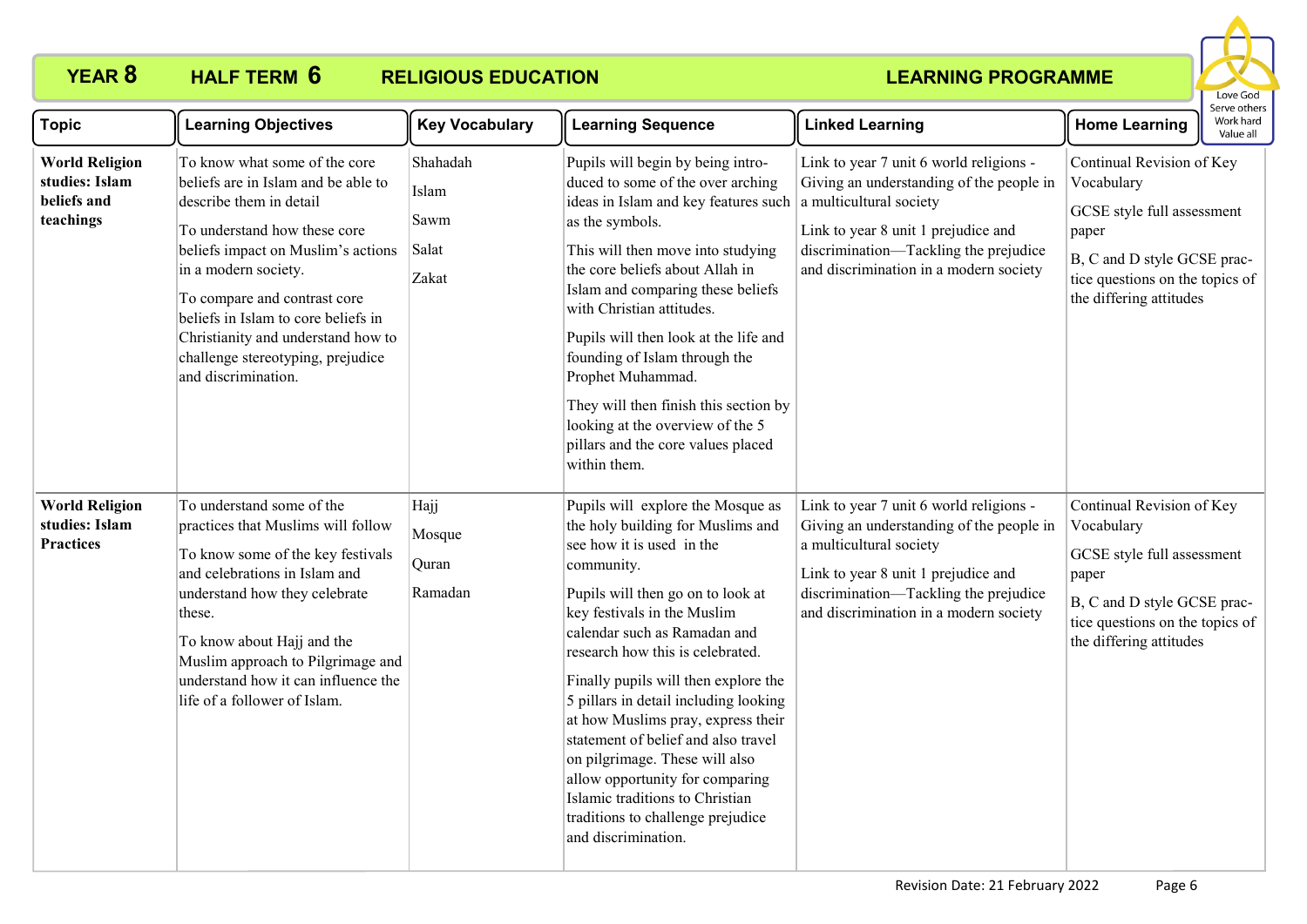**YEAR 8** **HALF TERM 6** **RELIGIOUS EDUCATION** **LEARNING PROGRAMME**

Love God
Serve others
Work hard
Value all

| Topic | Learning Objectives | Key Vocabulary | Learning Sequence | Linked Learning | Home Learning |
|---|---|---|---|---|---|
| **World Religion studies: Islam beliefs and teachings** | To know what some of the core beliefs are in Islam and be able to describe them in detail<br><br>To understand how these core beliefs impact on Muslim's actions in a modern society.<br><br>To compare and contrast core beliefs in Islam to core beliefs in Christianity and understand how to challenge stereotyping, prejudice and discrimination. | Shahadah<br><br>Islam<br><br>Sawm<br><br>Salat<br><br>Zakat | Pupils will begin by being introduced to some of the over arching ideas in Islam and key features such as the symbols.<br><br>This will then move into studying the core beliefs about Allah in Islam and comparing these beliefs with Christian attitudes.<br><br>Pupils will then look at the life and founding of Islam through the Prophet Muhammad.<br><br>They will then finish this section by looking at the overview of the 5 pillars and the core values placed within them. | Link to year 7 unit 6 world religions - Giving an understanding of the people in a multicultural society<br><br>Link to year 8 unit 1 prejudice and discrimination—Tackling the prejudice and discrimination in a modern society | Continual Revision of Key Vocabulary<br><br>GCSE style full assessment paper<br><br>B, C and D style GCSE practice questions on the topics of the differing attitudes |
| **World Religion studies: Islam Practices** | To understand some of the practices that Muslims will follow<br><br>To know some of the key festivals and celebrations in Islam and understand how they celebrate these.<br><br>To know about Hajj and the Muslim approach to Pilgrimage and understand how it can influence the life of a follower of Islam. | Hajj<br><br>Mosque<br><br>Quran<br><br>Ramadan | Pupils will explore the Mosque as the holy building for Muslims and see how it is used in the community.<br><br>Pupils will then go on to look at key festivals in the Muslim calendar such as Ramadan and research how this is celebrated.<br><br>Finally pupils will then explore the 5 pillars in detail including looking at how Muslims pray, express their statement of belief and also travel on pilgrimage. These will also allow opportunity for comparing Islamic traditions to Christian traditions to challenge prejudice and discrimination. | Link to year 7 unit 6 world religions - Giving an understanding of the people in a multicultural society<br><br>Link to year 8 unit 1 prejudice and discrimination—Tackling the prejudice and discrimination in a modern society | Continual Revision of Key Vocabulary<br><br>GCSE style full assessment paper<br><br>B, C and D style GCSE practice questions on the topics of the differing attitudes |

Revision Date: 21 February 2022